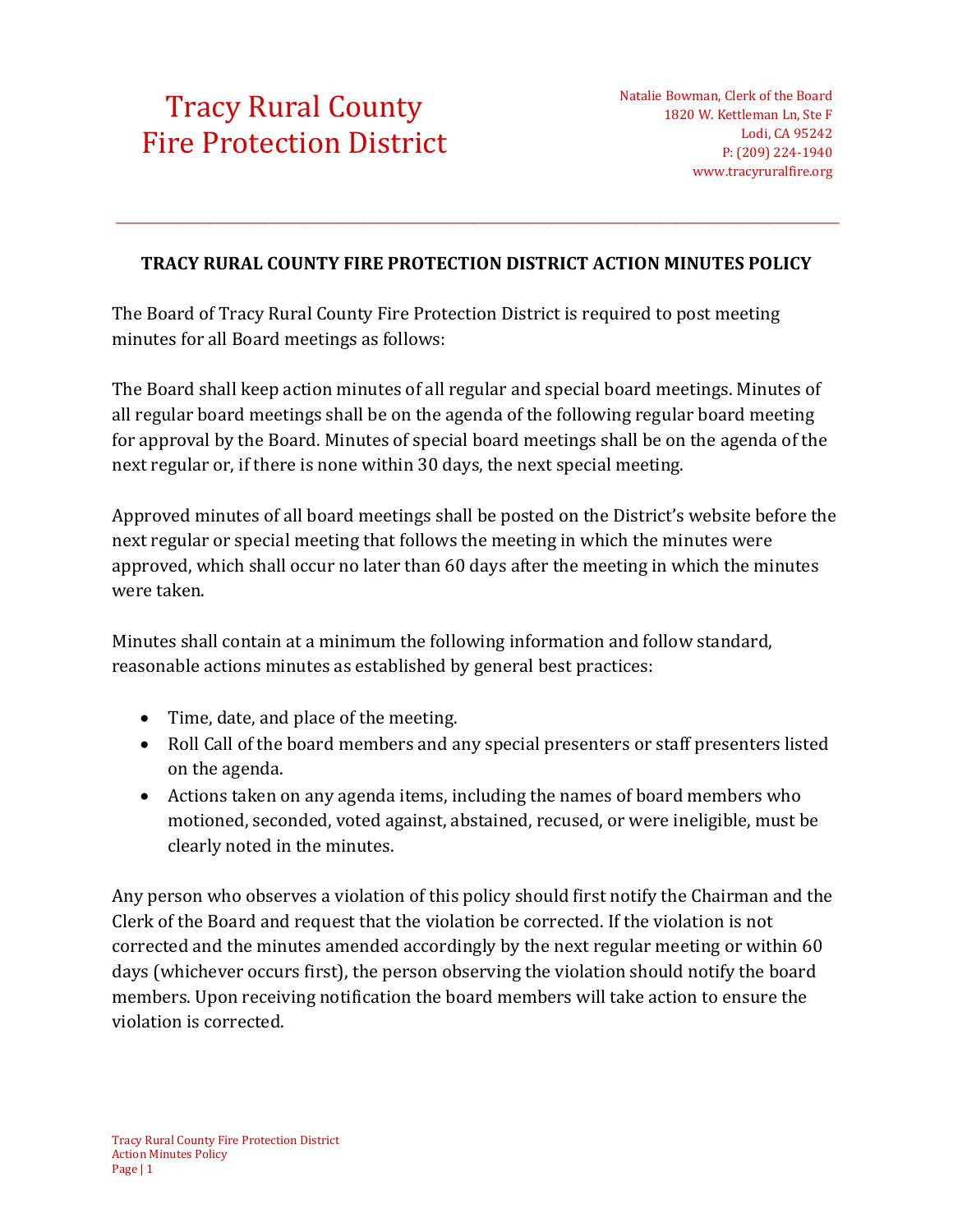# Tracy Rural County Fire Protection District

Natalie Bowman, Clerk of the Board
1820 W. Kettleman Ln, Ste F
Lodi, CA 95242
P: (209) 224-1940
www.tracyruralfire.org

---

## TRACY RURAL COUNTY FIRE PROTECTION DISTRICT ACTION MINUTES POLICY

The Board of Tracy Rural County Fire Protection District is required to post meeting minutes for all Board meetings as follows:

The Board shall keep action minutes of all regular and special board meetings. Minutes of all regular board meetings shall be on the agenda of the following regular board meeting for approval by the Board. Minutes of special board meetings shall be on the agenda of the next regular or, if there is none within 30 days, the next special meeting.

Approved minutes of all board meetings shall be posted on the District's website before the next regular or special meeting that follows the meeting in which the minutes were approved, which shall occur no later than 60 days after the meeting in which the minutes were taken.

Minutes shall contain at a minimum the following information and follow standard, reasonable actions minutes as established by general best practices:

- Time, date, and place of the meeting.
- Roll Call of the board members and any special presenters or staff presenters listed on the agenda.
- Actions taken on any agenda items, including the names of board members who motioned, seconded, voted against, abstained, recused, or were ineligible, must be clearly noted in the minutes.

Any person who observes a violation of this policy should first notify the Chairman and the Clerk of the Board and request that the violation be corrected. If the violation is not corrected and the minutes amended accordingly by the next regular meeting or within 60 days (whichever occurs first), the person observing the violation should notify the board members. Upon receiving notification the board members will take action to ensure the violation is corrected.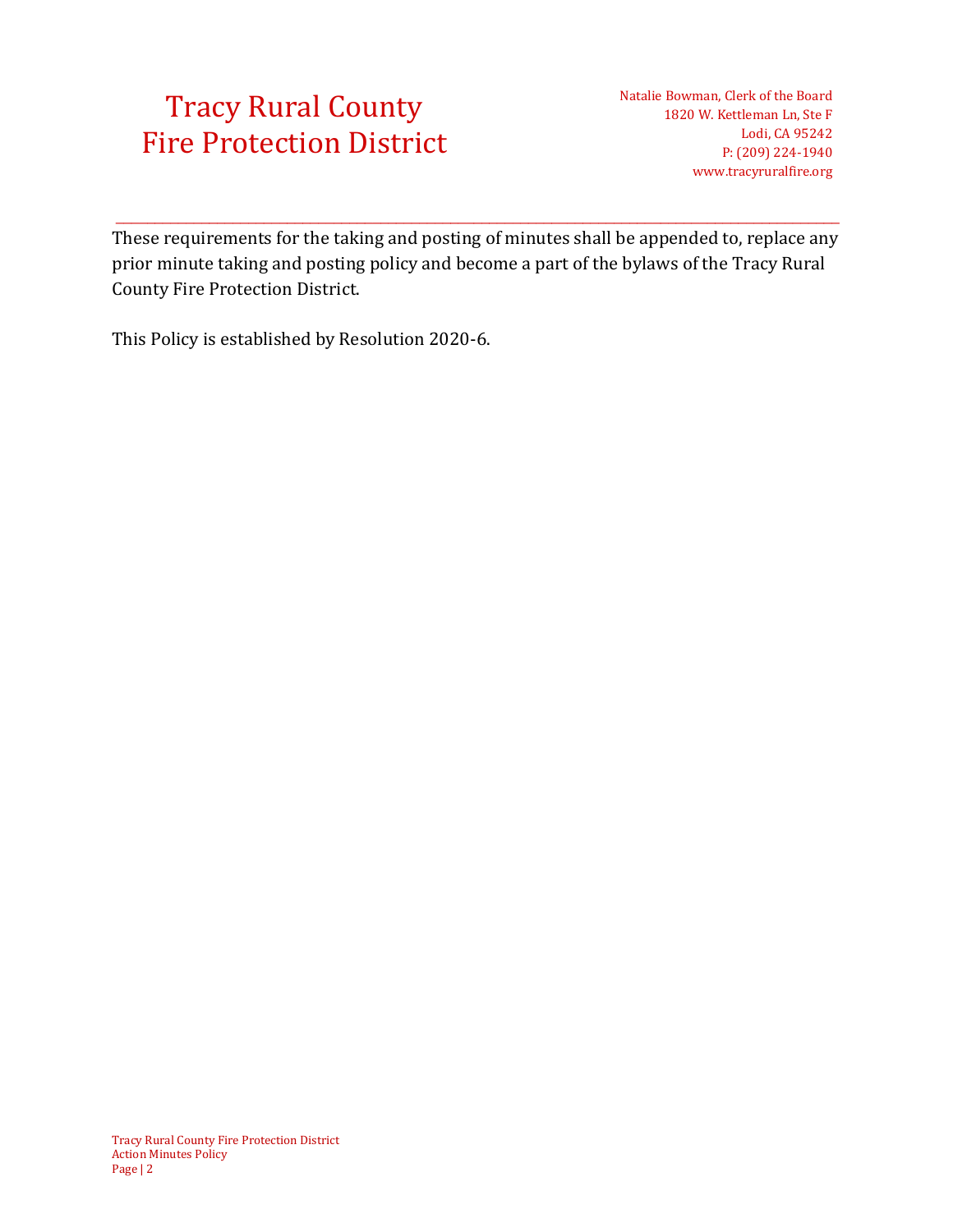These requirements for the taking and posting of minutes shall be appended to, replace any prior minute taking and posting policy and become a part of the bylaws of the Tracy Rural County Fire Protection District.

This Policy is established by Resolution 2020-6.